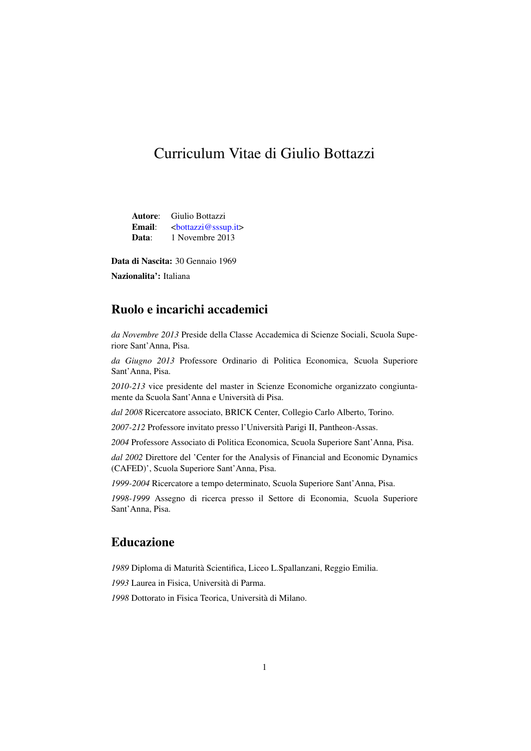# Curriculum Vitae di Giulio Bottazzi

**Autore**: Giulio Bottazzi
**Email**: <bottazzi@sssup.it>
**Data**: 1 Novembre 2013

**Data di Nascita:** 30 Gennaio 1969

**Nazionalita':** Italiana

## Ruolo e incarichi accademici

*da Novembre 2013* Preside della Classe Accademica di Scienze Sociali, Scuola Superiore Sant'Anna, Pisa.

*da Giugno 2013* Professore Ordinario di Politica Economica, Scuola Superiore Sant'Anna, Pisa.

*2010-213* vice presidente del master in Scienze Economiche organizzato congiuntamente da Scuola Sant'Anna e Università di Pisa.

*dal 2008* Ricercatore associato, BRICK Center, Collegio Carlo Alberto, Torino.

*2007-212* Professore invitato presso l'Università Parigi II, Pantheon-Assas.

*2004* Professore Associato di Politica Economica, Scuola Superiore Sant'Anna, Pisa.

*dal 2002* Direttore del 'Center for the Analysis of Financial and Economic Dynamics (CAFED)', Scuola Superiore Sant'Anna, Pisa.

*1999-2004* Ricercatore a tempo determinato, Scuola Superiore Sant'Anna, Pisa.

*1998-1999* Assegno di ricerca presso il Settore di Economia, Scuola Superiore Sant'Anna, Pisa.

## Educazione

*1989* Diploma di Maturità Scientifica, Liceo L.Spallanzani, Reggio Emilia.

*1993* Laurea in Fisica, Università di Parma.

*1998* Dottorato in Fisica Teorica, Università di Milano.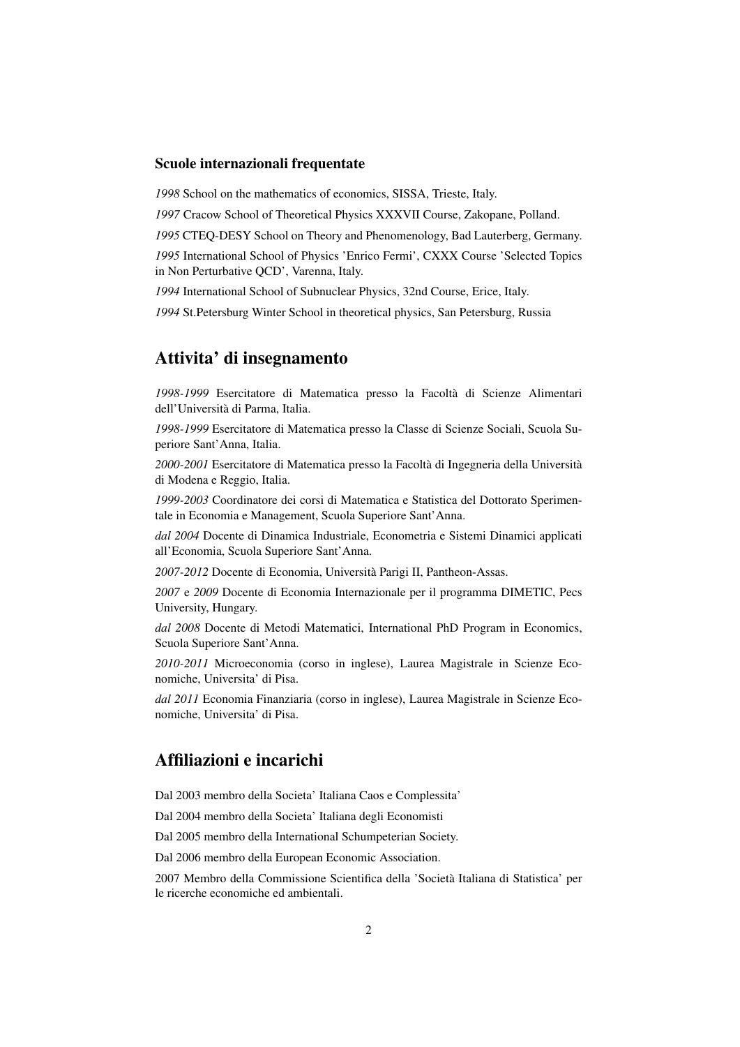### Scuole internazionali frequentate

*1998* School on the mathematics of economics, SISSA, Trieste, Italy.

*1997* Cracow School of Theoretical Physics XXXVII Course, Zakopane, Polland.

*1995* CTEQ-DESY School on Theory and Phenomenology, Bad Lauterberg, Germany.

*1995* International School of Physics 'Enrico Fermi', CXXX Course 'Selected Topics in Non Perturbative QCD', Varenna, Italy.

*1994* International School of Subnuclear Physics, 32nd Course, Erice, Italy.

*1994* St.Petersburg Winter School in theoretical physics, San Petersburg, Russia

## Attivita' di insegnamento

*1998-1999* Esercitatore di Matematica presso la Facoltà di Scienze Alimentari dell'Università di Parma, Italia.

*1998-1999* Esercitatore di Matematica presso la Classe di Scienze Sociali, Scuola Superiore Sant'Anna, Italia.

*2000-2001* Esercitatore di Matematica presso la Facoltà di Ingegneria della Università di Modena e Reggio, Italia.

*1999-2003* Coordinatore dei corsi di Matematica e Statistica del Dottorato Sperimentale in Economia e Management, Scuola Superiore Sant'Anna.

*dal 2004* Docente di Dinamica Industriale, Econometria e Sistemi Dinamici applicati all'Economia, Scuola Superiore Sant'Anna.

*2007-2012* Docente di Economia, Università Parigi II, Pantheon-Assas.

*2007* e *2009* Docente di Economia Internazionale per il programma DIMETIC, Pecs University, Hungary.

*dal 2008* Docente di Metodi Matematici, International PhD Program in Economics, Scuola Superiore Sant'Anna.

*2010-2011* Microeconomia (corso in inglese), Laurea Magistrale in Scienze Economiche, Universita' di Pisa.

*dal 2011* Economia Finanziaria (corso in inglese), Laurea Magistrale in Scienze Economiche, Universita' di Pisa.

## Affiliazioni e incarichi

Dal 2003 membro della Societa' Italiana Caos e Complessita'

Dal 2004 membro della Societa' Italiana degli Economisti

Dal 2005 membro della International Schumpeterian Society.

Dal 2006 membro della European Economic Association.

2007 Membro della Commissione Scientifica della 'Società Italiana di Statistica' per le ricerche economiche ed ambientali.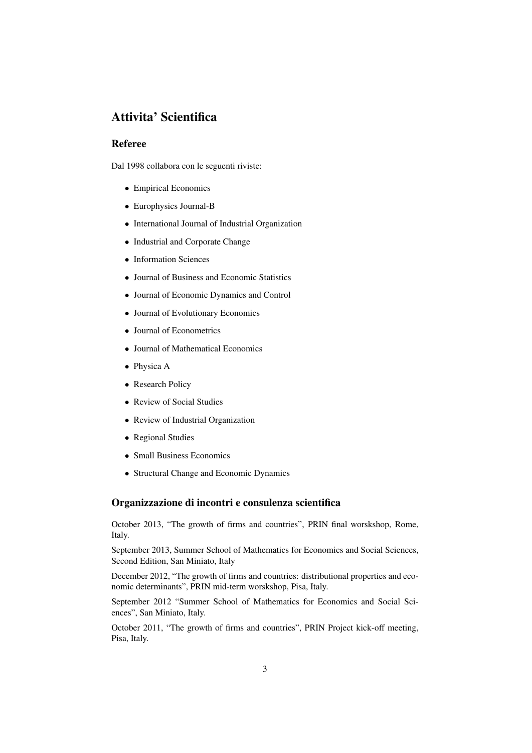# Attivita' Scientifica

## Referee

Dal 1998 collabora con le seguenti riviste:

- Empirical Economics
- Europhysics Journal-B
- International Journal of Industrial Organization
- Industrial and Corporate Change
- Information Sciences
- Journal of Business and Economic Statistics
- Journal of Economic Dynamics and Control
- Journal of Evolutionary Economics
- Journal of Econometrics
- Journal of Mathematical Economics
- Physica A
- Research Policy
- Review of Social Studies
- Review of Industrial Organization
- Regional Studies
- Small Business Economics
- Structural Change and Economic Dynamics

## Organizzazione di incontri e consulenza scientifica

October 2013, "The growth of firms and countries", PRIN final worskshop, Rome, Italy.

September 2013, Summer School of Mathematics for Economics and Social Sciences, Second Edition, San Miniato, Italy

December 2012, "The growth of firms and countries: distributional properties and economic determinants", PRIN mid-term worskshop, Pisa, Italy.

September 2012 "Summer School of Mathematics for Economics and Social Sciences", San Miniato, Italy.

October 2011, "The growth of firms and countries", PRIN Project kick-off meeting, Pisa, Italy.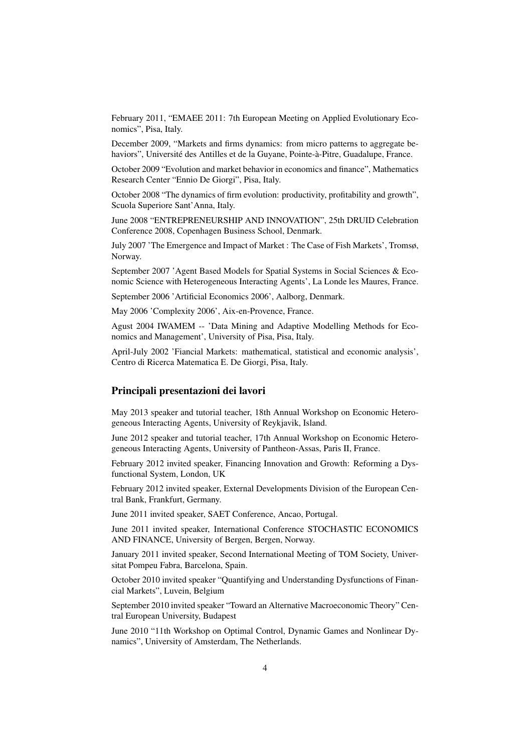February 2011, "EMAEE 2011: 7th European Meeting on Applied Evolutionary Economics", Pisa, Italy.

December 2009, "Markets and firms dynamics: from micro patterns to aggregate behaviors", Université des Antilles et de la Guyane, Pointe-à-Pitre, Guadalupe, France.

October 2009 "Evolution and market behavior in economics and finance", Mathematics Research Center "Ennio De Giorgi", Pisa, Italy.

October 2008 "The dynamics of firm evolution: productivity, profitability and growth", Scuola Superiore Sant'Anna, Italy.

June 2008 "ENTREPRENEURSHIP AND INNOVATION", 25th DRUID Celebration Conference 2008, Copenhagen Business School, Denmark.

July 2007 'The Emergence and Impact of Market : The Case of Fish Markets', Tromsø, Norway.

September 2007 'Agent Based Models for Spatial Systems in Social Sciences & Economic Science with Heterogeneous Interacting Agents', La Londe les Maures, France.

September 2006 'Artificial Economics 2006', Aalborg, Denmark.

May 2006 'Complexity 2006', Aix-en-Provence, France.

Agust 2004 IWAMEM -- 'Data Mining and Adaptive Modelling Methods for Economics and Management', University of Pisa, Pisa, Italy.

April-July 2002 'Fiancial Markets: mathematical, statistical and economic analysis', Centro di Ricerca Matematica E. De Giorgi, Pisa, Italy.

## Principali presentazioni dei lavori

May 2013 speaker and tutorial teacher, 18th Annual Workshop on Economic Heterogeneous Interacting Agents, University of Reykjavik, Island.

June 2012 speaker and tutorial teacher, 17th Annual Workshop on Economic Heterogeneous Interacting Agents, University of Pantheon-Assas, Paris II, France.

February 2012 invited speaker, Financing Innovation and Growth: Reforming a Dysfunctional System, London, UK

February 2012 invited speaker, External Developments Division of the European Central Bank, Frankfurt, Germany.

June 2011 invited speaker, SAET Conference, Ancao, Portugal.

June 2011 invited speaker, International Conference STOCHASTIC ECONOMICS AND FINANCE, University of Bergen, Bergen, Norway.

January 2011 invited speaker, Second International Meeting of TOM Society, Universitat Pompeu Fabra, Barcelona, Spain.

October 2010 invited speaker "Quantifying and Understanding Dysfunctions of Financial Markets", Luvein, Belgium

September 2010 invited speaker "Toward an Alternative Macroeconomic Theory" Central European University, Budapest

June 2010 "11th Workshop on Optimal Control, Dynamic Games and Nonlinear Dynamics", University of Amsterdam, The Netherlands.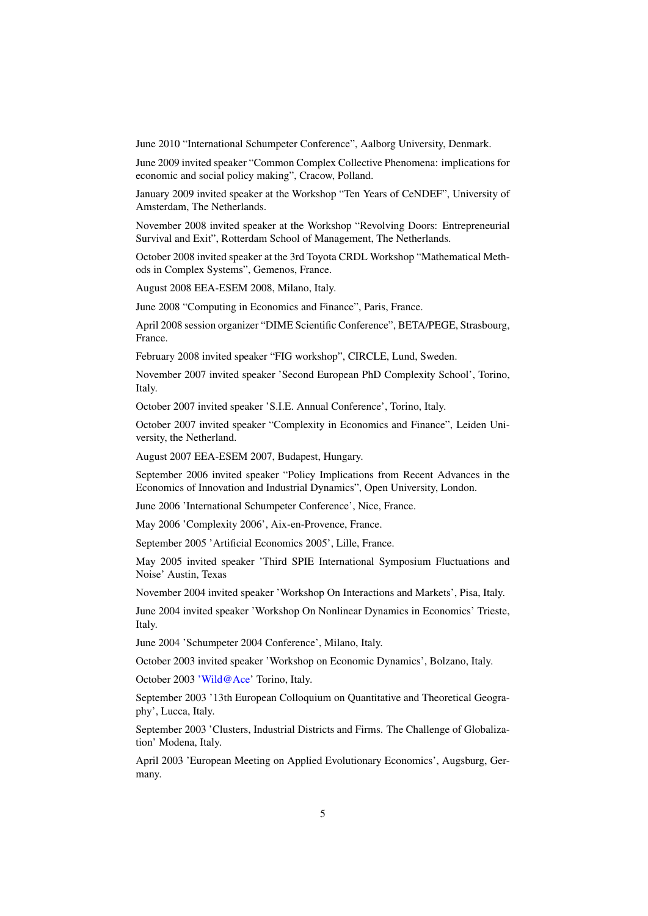June 2010 “International Schumpeter Conference”, Aalborg University, Denmark.

June 2009 invited speaker “Common Complex Collective Phenomena: implications for economic and social policy making”, Cracow, Polland.

January 2009 invited speaker at the Workshop “Ten Years of CeNDEF”, University of Amsterdam, The Netherlands.

November 2008 invited speaker at the Workshop “Revolving Doors: Entrepreneurial Survival and Exit”, Rotterdam School of Management, The Netherlands.

October 2008 invited speaker at the 3rd Toyota CRDL Workshop “Mathematical Methods in Complex Systems”, Gemenos, France.

August 2008 EEA-ESEM 2008, Milano, Italy.

June 2008 “Computing in Economics and Finance”, Paris, France.

April 2008 session organizer “DIME Scientific Conference”, BETA/PEGE, Strasbourg, France.

February 2008 invited speaker “FIG workshop”, CIRCLE, Lund, Sweden.

November 2007 invited speaker ’Second European PhD Complexity School’, Torino, Italy.

October 2007 invited speaker ’S.I.E. Annual Conference’, Torino, Italy.

October 2007 invited speaker “Complexity in Economics and Finance”, Leiden University, the Netherland.

August 2007 EEA-ESEM 2007, Budapest, Hungary.

September 2006 invited speaker “Policy Implications from Recent Advances in the Economics of Innovation and Industrial Dynamics”, Open University, London.

June 2006 ’International Schumpeter Conference’, Nice, France.

May 2006 ’Complexity 2006’, Aix-en-Provence, France.

September 2005 ’Artificial Economics 2005’, Lille, France.

May 2005 invited speaker ’Third SPIE International Symposium Fluctuations and Noise’ Austin, Texas

November 2004 invited speaker ’Workshop On Interactions and Markets’, Pisa, Italy.

June 2004 invited speaker ’Workshop On Nonlinear Dynamics in Economics’ Trieste, Italy.

June 2004 ’Schumpeter 2004 Conference’, Milano, Italy.

October 2003 invited speaker ’Workshop on Economic Dynamics’, Bolzano, Italy.

October 2003 ’Wild@Ace’ Torino, Italy.

September 2003 ’13th European Colloquium on Quantitative and Theoretical Geography’, Lucca, Italy.

September 2003 ’Clusters, Industrial Districts and Firms. The Challenge of Globalization’ Modena, Italy.

April 2003 ’European Meeting on Applied Evolutionary Economics’, Augsburg, Germany.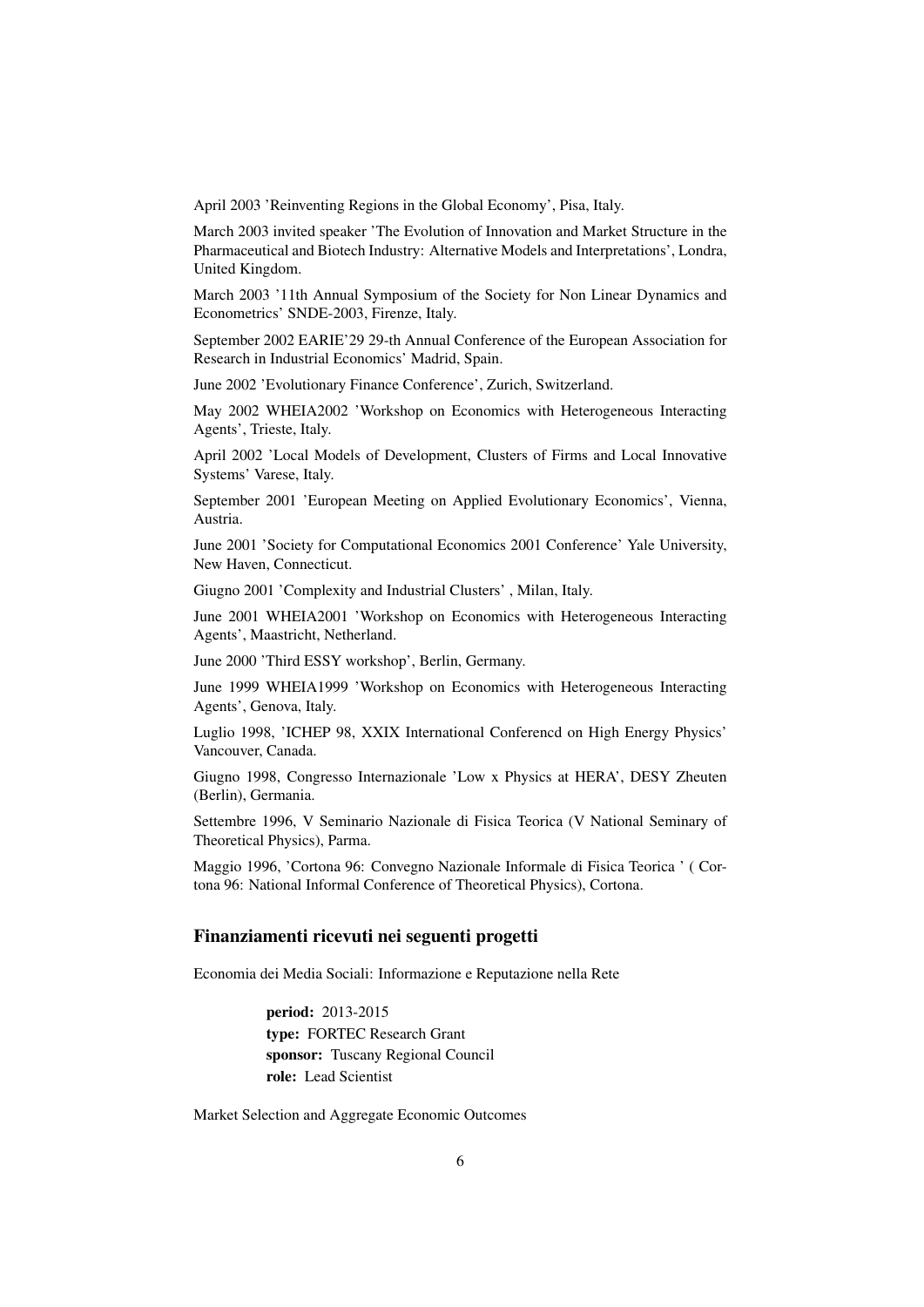April 2003 'Reinventing Regions in the Global Economy', Pisa, Italy.

March 2003 invited speaker 'The Evolution of Innovation and Market Structure in the Pharmaceutical and Biotech Industry: Alternative Models and Interpretations', Londra, United Kingdom.

March 2003 '11th Annual Symposium of the Society for Non Linear Dynamics and Econometrics' SNDE-2003, Firenze, Italy.

September 2002 EARIE'29 29-th Annual Conference of the European Association for Research in Industrial Economics' Madrid, Spain.

June 2002 'Evolutionary Finance Conference', Zurich, Switzerland.

May 2002 WHEIA2002 'Workshop on Economics with Heterogeneous Interacting Agents', Trieste, Italy.

April 2002 'Local Models of Development, Clusters of Firms and Local Innovative Systems' Varese, Italy.

September 2001 'European Meeting on Applied Evolutionary Economics', Vienna, Austria.

June 2001 'Society for Computational Economics 2001 Conference' Yale University, New Haven, Connecticut.

Giugno 2001 'Complexity and Industrial Clusters' , Milan, Italy.

June 2001 WHEIA2001 'Workshop on Economics with Heterogeneous Interacting Agents', Maastricht, Netherland.

June 2000 'Third ESSY workshop', Berlin, Germany.

June 1999 WHEIA1999 'Workshop on Economics with Heterogeneous Interacting Agents', Genova, Italy.

Luglio 1998, 'ICHEP 98, XXIX International Conferencd on High Energy Physics' Vancouver, Canada.

Giugno 1998, Congresso Internazionale 'Low x Physics at HERA', DESY Zheuten (Berlin), Germania.

Settembre 1996, V Seminario Nazionale di Fisica Teorica (V National Seminary of Theoretical Physics), Parma.

Maggio 1996, 'Cortona 96: Convegno Nazionale Informale di Fisica Teorica ' ( Cortona 96: National Informal Conference of Theoretical Physics), Cortona.

## Finanziamenti ricevuti nei seguenti progetti

Economia dei Media Sociali: Informazione e Reputazione nella Rete

> **period:** 2013-2015
> **type:** FORTEC Research Grant
> **sponsor:** Tuscany Regional Council
> **role:** Lead Scientist

Market Selection and Aggregate Economic Outcomes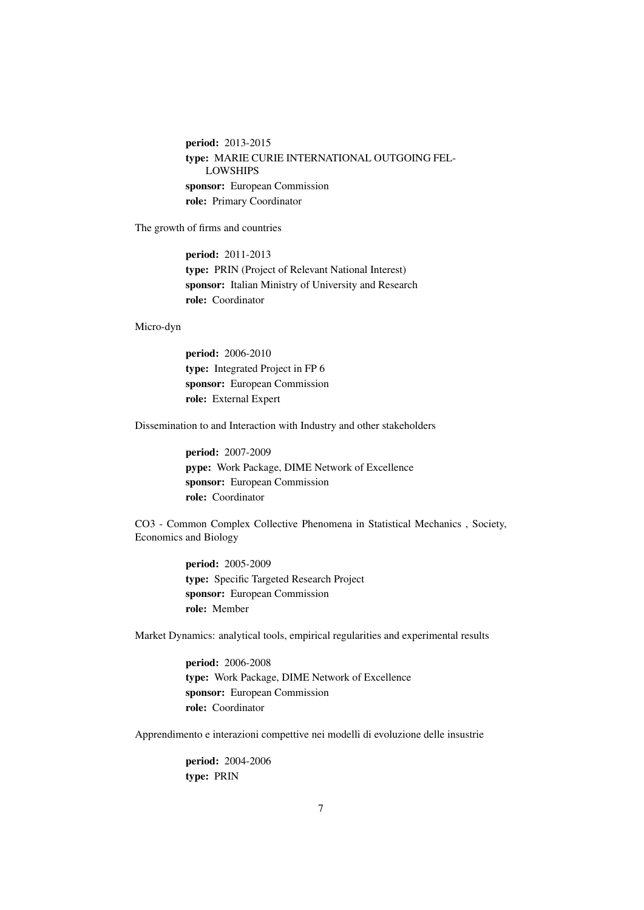**period:** 2013-2015
**type:** MARIE CURIE INTERNATIONAL OUTGOING FELLOWSHIPS
**sponsor:** European Commission
**role:** Primary Coordinator

The growth of firms and countries

**period:** 2011-2013
**type:** PRIN (Project of Relevant National Interest)
**sponsor:** Italian Ministry of University and Research
**role:** Coordinator

Micro-dyn

**period:** 2006-2010
**type:** Integrated Project in FP 6
**sponsor:** European Commission
**role:** External Expert

Dissemination to and Interaction with Industry and other stakeholders

**period:** 2007-2009
**pype:** Work Package, DIME Network of Excellence
**sponsor:** European Commission
**role:** Coordinator

CO3 - Common Complex Collective Phenomena in Statistical Mechanics , Society, Economics and Biology

**period:** 2005-2009
**type:** Specific Targeted Research Project
**sponsor:** European Commission
**role:** Member

Market Dynamics: analytical tools, empirical regularities and experimental results

**period:** 2006-2008
**type:** Work Package, DIME Network of Excellence
**sponsor:** European Commission
**role:** Coordinator

Apprendimento e interazioni compettive nei modelli di evoluzione delle insustrie

**period:** 2004-2006
**type:** PRIN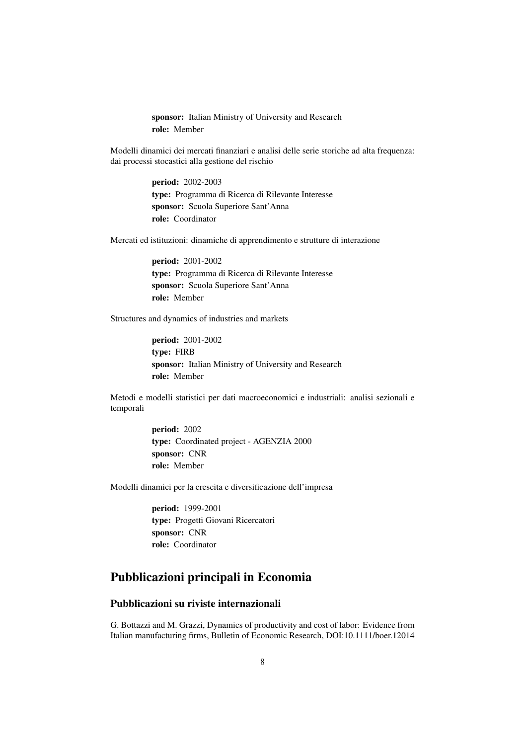**sponsor:** Italian Ministry of University and Research
**role:** Member

Modelli dinamici dei mercati finanziari e analisi delle serie storiche ad alta frequenza: dai processi stocastici alla gestione del rischio

**period:** 2002-2003
**type:** Programma di Ricerca di Rilevante Interesse
**sponsor:** Scuola Superiore Sant'Anna
**role:** Coordinator

Mercati ed istituzioni: dinamiche di apprendimento e strutture di interazione

**period:** 2001-2002
**type:** Programma di Ricerca di Rilevante Interesse
**sponsor:** Scuola Superiore Sant'Anna
**role:** Member

Structures and dynamics of industries and markets

**period:** 2001-2002
**type:** FIRB
**sponsor:** Italian Ministry of University and Research
**role:** Member

Metodi e modelli statistici per dati macroeconomici e industriali: analisi sezionali e temporali

**period:** 2002
**type:** Coordinated project - AGENZIA 2000
**sponsor:** CNR
**role:** Member

Modelli dinamici per la crescita e diversificazione dell'impresa

**period:** 1999-2001
**type:** Progetti Giovani Ricercatori
**sponsor:** CNR
**role:** Coordinator

## Pubblicazioni principali in Economia

### Pubblicazioni su riviste internazionali

G. Bottazzi and M. Grazzi, Dynamics of productivity and cost of labor: Evidence from Italian manufacturing firms, Bulletin of Economic Research, DOI:10.1111/boer.12014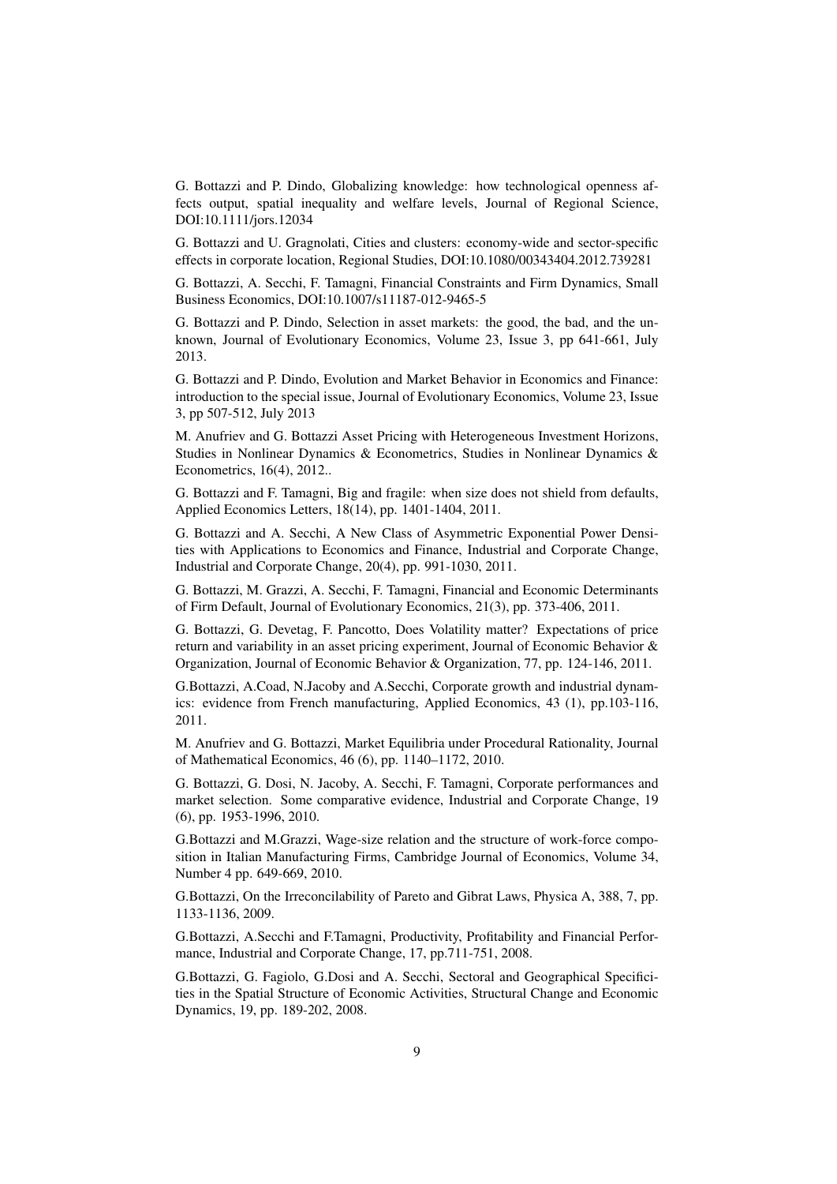G. Bottazzi and P. Dindo, Globalizing knowledge: how technological openness affects output, spatial inequality and welfare levels, Journal of Regional Science, DOI:10.1111/jors.12034

G. Bottazzi and U. Gragnolati, Cities and clusters: economy-wide and sector-specific effects in corporate location, Regional Studies, DOI:10.1080/00343404.2012.739281

G. Bottazzi, A. Secchi, F. Tamagni, Financial Constraints and Firm Dynamics, Small Business Economics, DOI:10.1007/s11187-012-9465-5

G. Bottazzi and P. Dindo, Selection in asset markets: the good, the bad, and the unknown, Journal of Evolutionary Economics, Volume 23, Issue 3, pp 641-661, July 2013.

G. Bottazzi and P. Dindo, Evolution and Market Behavior in Economics and Finance: introduction to the special issue, Journal of Evolutionary Economics, Volume 23, Issue 3, pp 507-512, July 2013

M. Anufriev and G. Bottazzi Asset Pricing with Heterogeneous Investment Horizons, Studies in Nonlinear Dynamics & Econometrics, Studies in Nonlinear Dynamics & Econometrics, 16(4), 2012..

G. Bottazzi and F. Tamagni, Big and fragile: when size does not shield from defaults, Applied Economics Letters, 18(14), pp. 1401-1404, 2011.

G. Bottazzi and A. Secchi, A New Class of Asymmetric Exponential Power Densities with Applications to Economics and Finance, Industrial and Corporate Change, Industrial and Corporate Change, 20(4), pp. 991-1030, 2011.

G. Bottazzi, M. Grazzi, A. Secchi, F. Tamagni, Financial and Economic Determinants of Firm Default, Journal of Evolutionary Economics, 21(3), pp. 373-406, 2011.

G. Bottazzi, G. Devetag, F. Pancotto, Does Volatility matter? Expectations of price return and variability in an asset pricing experiment, Journal of Economic Behavior & Organization, Journal of Economic Behavior & Organization, 77, pp. 124-146, 2011.

G.Bottazzi, A.Coad, N.Jacoby and A.Secchi, Corporate growth and industrial dynamics: evidence from French manufacturing, Applied Economics, 43 (1), pp.103-116, 2011.

M. Anufriev and G. Bottazzi, Market Equilibria under Procedural Rationality, Journal of Mathematical Economics, 46 (6), pp. 1140–1172, 2010.

G. Bottazzi, G. Dosi, N. Jacoby, A. Secchi, F. Tamagni, Corporate performances and market selection. Some comparative evidence, Industrial and Corporate Change, 19 (6), pp. 1953-1996, 2010.

G.Bottazzi and M.Grazzi, Wage-size relation and the structure of work-force composition in Italian Manufacturing Firms, Cambridge Journal of Economics, Volume 34, Number 4 pp. 649-669, 2010.

G.Bottazzi, On the Irreconcilability of Pareto and Gibrat Laws, Physica A, 388, 7, pp. 1133-1136, 2009.

G.Bottazzi, A.Secchi and F.Tamagni, Productivity, Profitability and Financial Performance, Industrial and Corporate Change, 17, pp.711-751, 2008.

G.Bottazzi, G. Fagiolo, G.Dosi and A. Secchi, Sectoral and Geographical Specificities in the Spatial Structure of Economic Activities, Structural Change and Economic Dynamics, 19, pp. 189-202, 2008.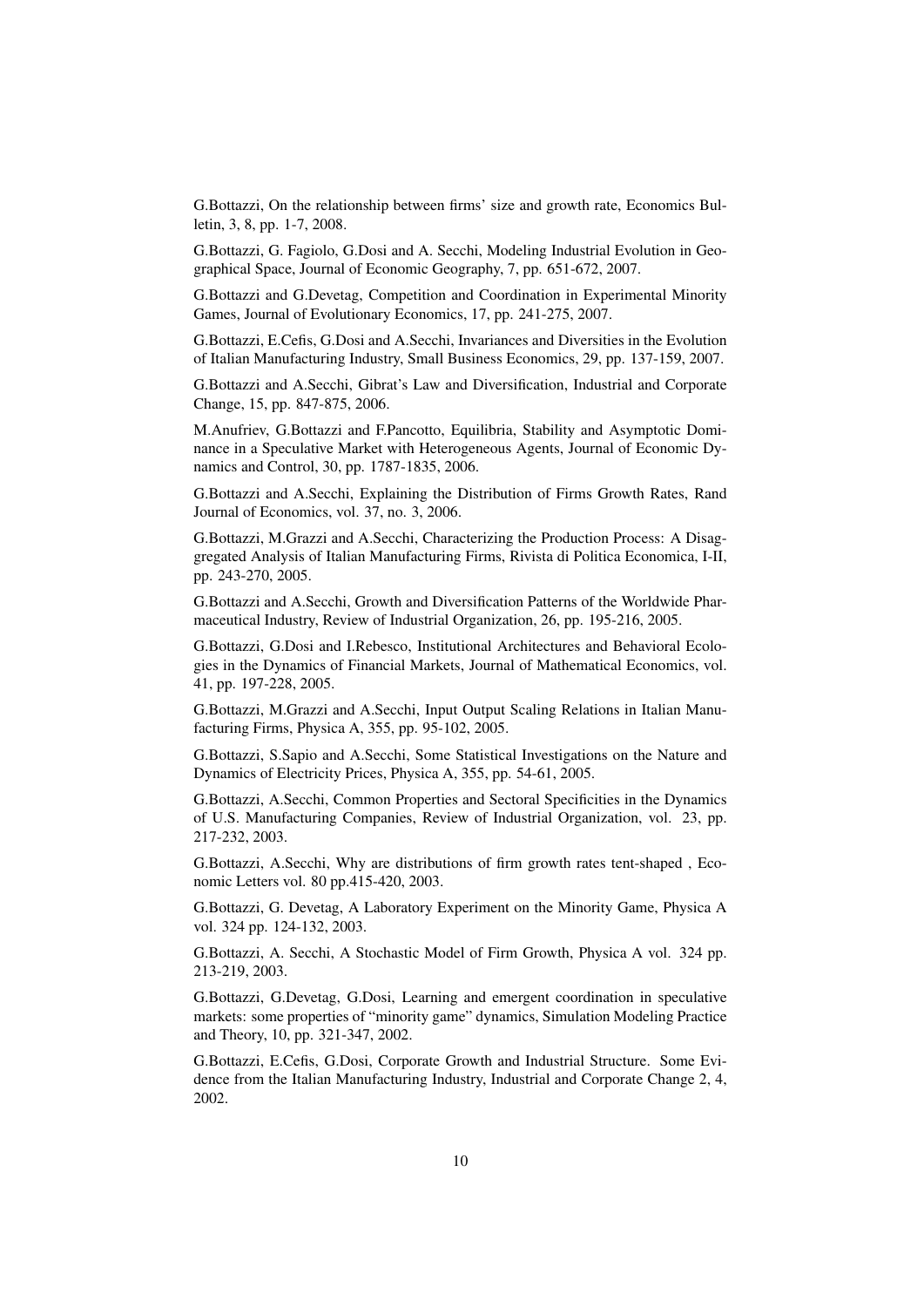G.Bottazzi, On the relationship between firms' size and growth rate, Economics Bulletin, 3, 8, pp. 1-7, 2008.

G.Bottazzi, G. Fagiolo, G.Dosi and A. Secchi, Modeling Industrial Evolution in Geographical Space, Journal of Economic Geography, 7, pp. 651-672, 2007.

G.Bottazzi and G.Devetag, Competition and Coordination in Experimental Minority Games, Journal of Evolutionary Economics, 17, pp. 241-275, 2007.

G.Bottazzi, E.Cefis, G.Dosi and A.Secchi, Invariances and Diversities in the Evolution of Italian Manufacturing Industry, Small Business Economics, 29, pp. 137-159, 2007.

G.Bottazzi and A.Secchi, Gibrat's Law and Diversification, Industrial and Corporate Change, 15, pp. 847-875, 2006.

M.Anufriev, G.Bottazzi and F.Pancotto, Equilibria, Stability and Asymptotic Dominance in a Speculative Market with Heterogeneous Agents, Journal of Economic Dynamics and Control, 30, pp. 1787-1835, 2006.

G.Bottazzi and A.Secchi, Explaining the Distribution of Firms Growth Rates, Rand Journal of Economics, vol. 37, no. 3, 2006.

G.Bottazzi, M.Grazzi and A.Secchi, Characterizing the Production Process: A Disaggregated Analysis of Italian Manufacturing Firms, Rivista di Politica Economica, I-II, pp. 243-270, 2005.

G.Bottazzi and A.Secchi, Growth and Diversification Patterns of the Worldwide Pharmaceutical Industry, Review of Industrial Organization, 26, pp. 195-216, 2005.

G.Bottazzi, G.Dosi and I.Rebesco, Institutional Architectures and Behavioral Ecologies in the Dynamics of Financial Markets, Journal of Mathematical Economics, vol. 41, pp. 197-228, 2005.

G.Bottazzi, M.Grazzi and A.Secchi, Input Output Scaling Relations in Italian Manufacturing Firms, Physica A, 355, pp. 95-102, 2005.

G.Bottazzi, S.Sapio and A.Secchi, Some Statistical Investigations on the Nature and Dynamics of Electricity Prices, Physica A, 355, pp. 54-61, 2005.

G.Bottazzi, A.Secchi, Common Properties and Sectoral Specificities in the Dynamics of U.S. Manufacturing Companies, Review of Industrial Organization, vol. 23, pp. 217-232, 2003.

G.Bottazzi, A.Secchi, Why are distributions of firm growth rates tent-shaped , Economic Letters vol. 80 pp.415-420, 2003.

G.Bottazzi, G. Devetag, A Laboratory Experiment on the Minority Game, Physica A vol. 324 pp. 124-132, 2003.

G.Bottazzi, A. Secchi, A Stochastic Model of Firm Growth, Physica A vol. 324 pp. 213-219, 2003.

G.Bottazzi, G.Devetag, G.Dosi, Learning and emergent coordination in speculative markets: some properties of "minority game" dynamics, Simulation Modeling Practice and Theory, 10, pp. 321-347, 2002.

G.Bottazzi, E.Cefis, G.Dosi, Corporate Growth and Industrial Structure. Some Evidence from the Italian Manufacturing Industry, Industrial and Corporate Change 2, 4, 2002.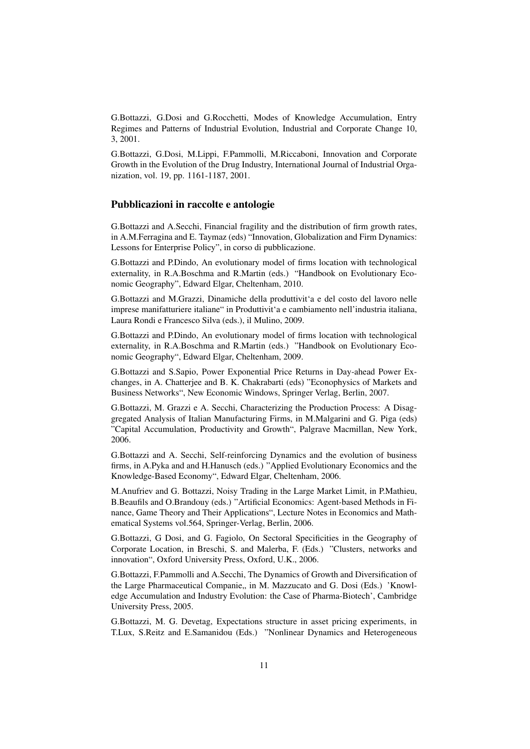G.Bottazzi, G.Dosi and G.Rocchetti, Modes of Knowledge Accumulation, Entry Regimes and Patterns of Industrial Evolution, Industrial and Corporate Change 10, 3, 2001.

G.Bottazzi, G.Dosi, M.Lippi, F.Pammolli, M.Riccaboni, Innovation and Corporate Growth in the Evolution of the Drug Industry, International Journal of Industrial Organization, vol. 19, pp. 1161-1187, 2001.

## Pubblicazioni in raccolte e antologie

G.Bottazzi and A.Secchi, Financial fragility and the distribution of firm growth rates, in A.M.Ferragina and E. Taymaz (eds) "Innovation, Globalization and Firm Dynamics: Lessons for Enterprise Policy", in corso di pubblicazione.

G.Bottazzi and P.Dindo, An evolutionary model of firms location with technological externality, in R.A.Boschma and R.Martin (eds.) "Handbook on Evolutionary Economic Geography", Edward Elgar, Cheltenham, 2010.

G.Bottazzi and M.Grazzi, Dinamiche della produttivit'a e del costo del lavoro nelle imprese manifatturiere italiane" in Produttivit'a e cambiamento nell'industria italiana, Laura Rondi e Francesco Silva (eds.), il Mulino, 2009.

G.Bottazzi and P.Dindo, An evolutionary model of firms location with technological externality, in R.A.Boschma and R.Martin (eds.) "Handbook on Evolutionary Economic Geography", Edward Elgar, Cheltenham, 2009.

G.Bottazzi and S.Sapio, Power Exponential Price Returns in Day-ahead Power Exchanges, in A. Chatterjee and B. K. Chakrabarti (eds) "Econophysics of Markets and Business Networks", New Economic Windows, Springer Verlag, Berlin, 2007.

G.Bottazzi, M. Grazzi e A. Secchi, Characterizing the Production Process: A Disaggregated Analysis of Italian Manufacturing Firms, in M.Malgarini and G. Piga (eds) "Capital Accumulation, Productivity and Growth", Palgrave Macmillan, New York, 2006.

G.Bottazzi and A. Secchi, Self-reinforcing Dynamics and the evolution of business firms, in A.Pyka and and H.Hanusch (eds.) "Applied Evolutionary Economics and the Knowledge-Based Economy", Edward Elgar, Cheltenham, 2006.

M.Anufriev and G. Bottazzi, Noisy Trading in the Large Market Limit, in P.Mathieu, B.Beaufils and O.Brandouy (eds.) "Artificial Economics: Agent-based Methods in Finance, Game Theory and Their Applications", Lecture Notes in Economics and Mathematical Systems vol.564, Springer-Verlag, Berlin, 2006.

G.Bottazzi, G Dosi, and G. Fagiolo, On Sectoral Specificities in the Geography of Corporate Location, in Breschi, S. and Malerba, F. (Eds.) "Clusters, networks and innovation", Oxford University Press, Oxford, U.K., 2006.

G.Bottazzi, F.Pammolli and A.Secchi, The Dynamics of Growth and Diversification of the Large Pharmaceutical Companie,, in M. Mazzucato and G. Dosi (Eds.) 'Knowledge Accumulation and Industry Evolution: the Case of Pharma-Biotech', Cambridge University Press, 2005.

G.Bottazzi, M. G. Devetag, Expectations structure in asset pricing experiments, in T.Lux, S.Reitz and E.Samanidou (Eds.) "Nonlinear Dynamics and Heterogeneous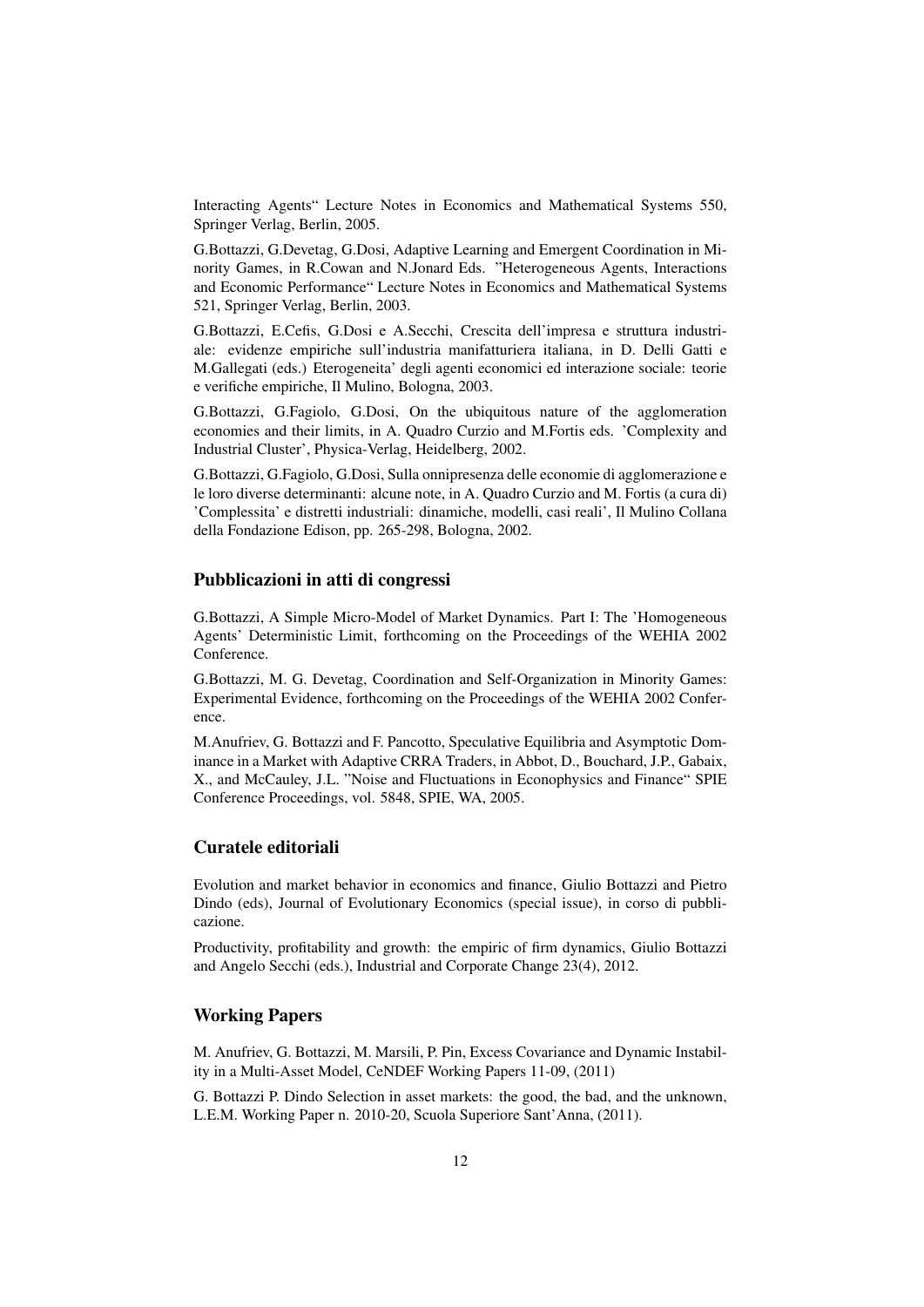Interacting Agents" Lecture Notes in Economics and Mathematical Systems 550, Springer Verlag, Berlin, 2005.

G.Bottazzi, G.Devetag, G.Dosi, Adaptive Learning and Emergent Coordination in Minority Games, in R.Cowan and N.Jonard Eds. "Heterogeneous Agents, Interactions and Economic Performance" Lecture Notes in Economics and Mathematical Systems 521, Springer Verlag, Berlin, 2003.

G.Bottazzi, E.Cefis, G.Dosi e A.Secchi, Crescita dell'impresa e struttura industriale: evidenze empiriche sull'industria manifatturiera italiana, in D. Delli Gatti e M.Gallegati (eds.) Eterogeneita' degli agenti economici ed interazione sociale: teorie e verifiche empiriche, Il Mulino, Bologna, 2003.

G.Bottazzi, G.Fagiolo, G.Dosi, On the ubiquitous nature of the agglomeration economies and their limits, in A. Quadro Curzio and M.Fortis eds. 'Complexity and Industrial Cluster', Physica-Verlag, Heidelberg, 2002.

G.Bottazzi, G.Fagiolo, G.Dosi, Sulla onnipresenza delle economie di agglomerazione e le loro diverse determinanti: alcune note, in A. Quadro Curzio and M. Fortis (a cura di) 'Complessita' e distretti industriali: dinamiche, modelli, casi reali', Il Mulino Collana della Fondazione Edison, pp. 265-298, Bologna, 2002.

## Pubblicazioni in atti di congressi

G.Bottazzi, A Simple Micro-Model of Market Dynamics. Part I: The 'Homogeneous Agents' Deterministic Limit, forthcoming on the Proceedings of the WEHIA 2002 Conference.

G.Bottazzi, M. G. Devetag, Coordination and Self-Organization in Minority Games: Experimental Evidence, forthcoming on the Proceedings of the WEHIA 2002 Conference.

M.Anufriev, G. Bottazzi and F. Pancotto, Speculative Equilibria and Asymptotic Dominance in a Market with Adaptive CRRA Traders, in Abbot, D., Bouchard, J.P., Gabaix, X., and McCauley, J.L. "Noise and Fluctuations in Econophysics and Finance" SPIE Conference Proceedings, vol. 5848, SPIE, WA, 2005.

## Curatele editoriali

Evolution and market behavior in economics and finance, Giulio Bottazzi and Pietro Dindo (eds), Journal of Evolutionary Economics (special issue), in corso di pubblicazione.

Productivity, profitability and growth: the empiric of firm dynamics, Giulio Bottazzi and Angelo Secchi (eds.), Industrial and Corporate Change 23(4), 2012.

## Working Papers

M. Anufriev, G. Bottazzi, M. Marsili, P. Pin, Excess Covariance and Dynamic Instability in a Multi-Asset Model, CeNDEF Working Papers 11-09, (2011)

G. Bottazzi P. Dindo Selection in asset markets: the good, the bad, and the unknown, L.E.M. Working Paper n. 2010-20, Scuola Superiore Sant'Anna, (2011).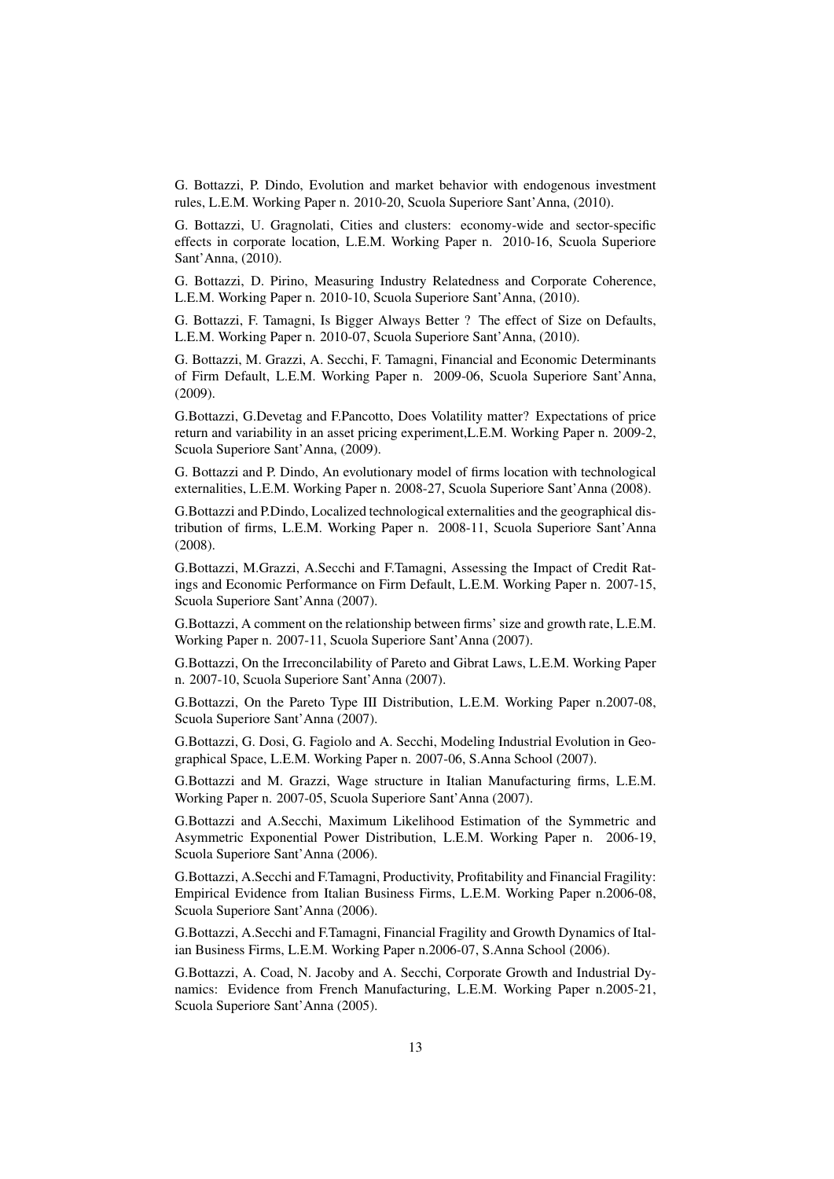G. Bottazzi, P. Dindo, Evolution and market behavior with endogenous investment rules, L.E.M. Working Paper n. 2010-20, Scuola Superiore Sant'Anna, (2010).

G. Bottazzi, U. Gragnolati, Cities and clusters: economy-wide and sector-specific effects in corporate location, L.E.M. Working Paper n. 2010-16, Scuola Superiore Sant'Anna, (2010).

G. Bottazzi, D. Pirino, Measuring Industry Relatedness and Corporate Coherence, L.E.M. Working Paper n. 2010-10, Scuola Superiore Sant'Anna, (2010).

G. Bottazzi, F. Tamagni, Is Bigger Always Better ? The effect of Size on Defaults, L.E.M. Working Paper n. 2010-07, Scuola Superiore Sant'Anna, (2010).

G. Bottazzi, M. Grazzi, A. Secchi, F. Tamagni, Financial and Economic Determinants of Firm Default, L.E.M. Working Paper n. 2009-06, Scuola Superiore Sant'Anna, (2009).

G.Bottazzi, G.Devetag and F.Pancotto, Does Volatility matter? Expectations of price return and variability in an asset pricing experiment,L.E.M. Working Paper n. 2009-2, Scuola Superiore Sant'Anna, (2009).

G. Bottazzi and P. Dindo, An evolutionary model of firms location with technological externalities, L.E.M. Working Paper n. 2008-27, Scuola Superiore Sant'Anna (2008).

G.Bottazzi and P.Dindo, Localized technological externalities and the geographical distribution of firms, L.E.M. Working Paper n. 2008-11, Scuola Superiore Sant'Anna (2008).

G.Bottazzi, M.Grazzi, A.Secchi and F.Tamagni, Assessing the Impact of Credit Ratings and Economic Performance on Firm Default, L.E.M. Working Paper n. 2007-15, Scuola Superiore Sant'Anna (2007).

G.Bottazzi, A comment on the relationship between firms' size and growth rate, L.E.M. Working Paper n. 2007-11, Scuola Superiore Sant'Anna (2007).

G.Bottazzi, On the Irreconcilability of Pareto and Gibrat Laws, L.E.M. Working Paper n. 2007-10, Scuola Superiore Sant'Anna (2007).

G.Bottazzi, On the Pareto Type III Distribution, L.E.M. Working Paper n.2007-08, Scuola Superiore Sant'Anna (2007).

G.Bottazzi, G. Dosi, G. Fagiolo and A. Secchi, Modeling Industrial Evolution in Geographical Space, L.E.M. Working Paper n. 2007-06, S.Anna School (2007).

G.Bottazzi and M. Grazzi, Wage structure in Italian Manufacturing firms, L.E.M. Working Paper n. 2007-05, Scuola Superiore Sant'Anna (2007).

G.Bottazzi and A.Secchi, Maximum Likelihood Estimation of the Symmetric and Asymmetric Exponential Power Distribution, L.E.M. Working Paper n. 2006-19, Scuola Superiore Sant'Anna (2006).

G.Bottazzi, A.Secchi and F.Tamagni, Productivity, Profitability and Financial Fragility: Empirical Evidence from Italian Business Firms, L.E.M. Working Paper n.2006-08, Scuola Superiore Sant'Anna (2006).

G.Bottazzi, A.Secchi and F.Tamagni, Financial Fragility and Growth Dynamics of Italian Business Firms, L.E.M. Working Paper n.2006-07, S.Anna School (2006).

G.Bottazzi, A. Coad, N. Jacoby and A. Secchi, Corporate Growth and Industrial Dynamics: Evidence from French Manufacturing, L.E.M. Working Paper n.2005-21, Scuola Superiore Sant'Anna (2005).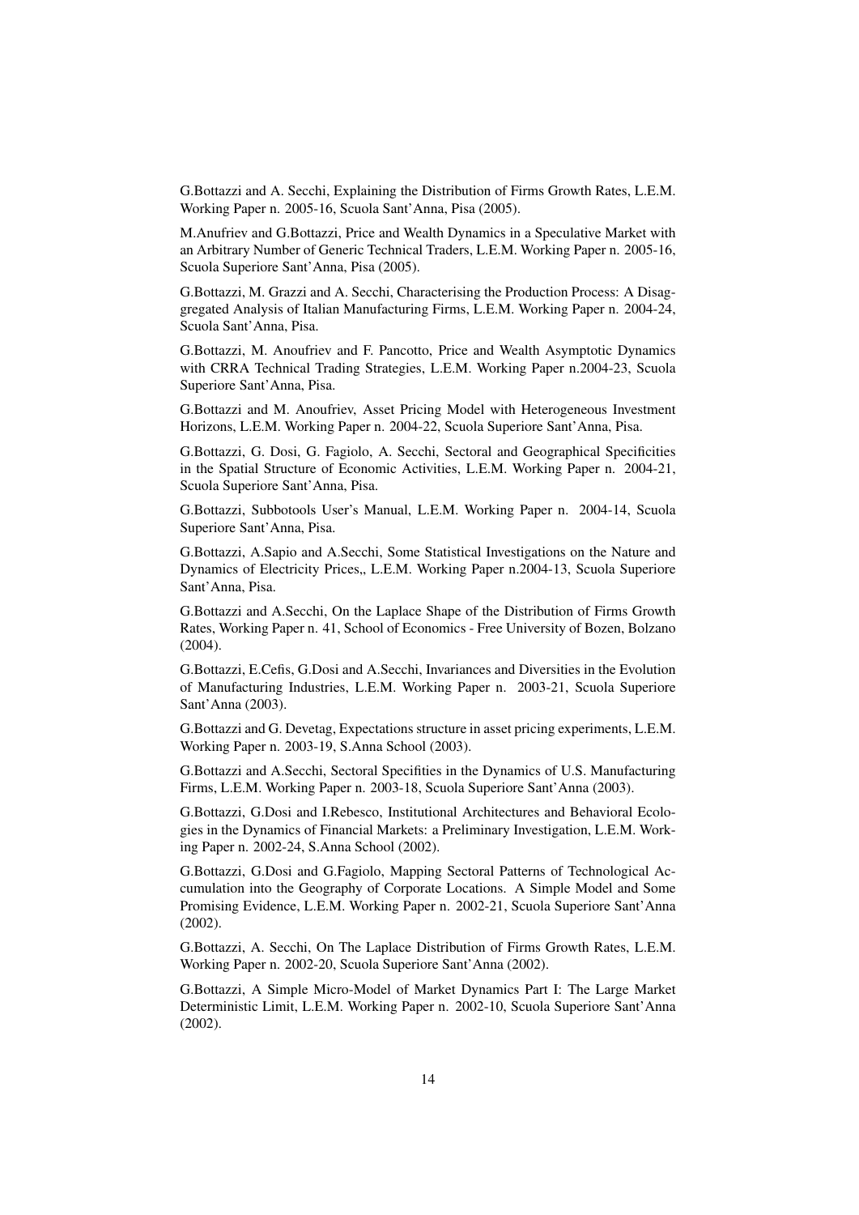G.Bottazzi and A. Secchi, Explaining the Distribution of Firms Growth Rates, L.E.M. Working Paper n. 2005-16, Scuola Sant'Anna, Pisa (2005).

M.Anufriev and G.Bottazzi, Price and Wealth Dynamics in a Speculative Market with an Arbitrary Number of Generic Technical Traders, L.E.M. Working Paper n. 2005-16, Scuola Superiore Sant'Anna, Pisa (2005).

G.Bottazzi, M. Grazzi and A. Secchi, Characterising the Production Process: A Disaggregated Analysis of Italian Manufacturing Firms, L.E.M. Working Paper n. 2004-24, Scuola Sant'Anna, Pisa.

G.Bottazzi, M. Anoufriev and F. Pancotto, Price and Wealth Asymptotic Dynamics with CRRA Technical Trading Strategies, L.E.M. Working Paper n.2004-23, Scuola Superiore Sant'Anna, Pisa.

G.Bottazzi and M. Anoufriev, Asset Pricing Model with Heterogeneous Investment Horizons, L.E.M. Working Paper n. 2004-22, Scuola Superiore Sant'Anna, Pisa.

G.Bottazzi, G. Dosi, G. Fagiolo, A. Secchi, Sectoral and Geographical Specificities in the Spatial Structure of Economic Activities, L.E.M. Working Paper n. 2004-21, Scuola Superiore Sant'Anna, Pisa.

G.Bottazzi, Subbotools User's Manual, L.E.M. Working Paper n. 2004-14, Scuola Superiore Sant'Anna, Pisa.

G.Bottazzi, A.Sapio and A.Secchi, Some Statistical Investigations on the Nature and Dynamics of Electricity Prices,, L.E.M. Working Paper n.2004-13, Scuola Superiore Sant'Anna, Pisa.

G.Bottazzi and A.Secchi, On the Laplace Shape of the Distribution of Firms Growth Rates, Working Paper n. 41, School of Economics - Free University of Bozen, Bolzano (2004).

G.Bottazzi, E.Cefis, G.Dosi and A.Secchi, Invariances and Diversities in the Evolution of Manufacturing Industries, L.E.M. Working Paper n. 2003-21, Scuola Superiore Sant'Anna (2003).

G.Bottazzi and G. Devetag, Expectations structure in asset pricing experiments, L.E.M. Working Paper n. 2003-19, S.Anna School (2003).

G.Bottazzi and A.Secchi, Sectoral Specifities in the Dynamics of U.S. Manufacturing Firms, L.E.M. Working Paper n. 2003-18, Scuola Superiore Sant'Anna (2003).

G.Bottazzi, G.Dosi and I.Rebesco, Institutional Architectures and Behavioral Ecologies in the Dynamics of Financial Markets: a Preliminary Investigation, L.E.M. Working Paper n. 2002-24, S.Anna School (2002).

G.Bottazzi, G.Dosi and G.Fagiolo, Mapping Sectoral Patterns of Technological Accumulation into the Geography of Corporate Locations. A Simple Model and Some Promising Evidence, L.E.M. Working Paper n. 2002-21, Scuola Superiore Sant'Anna (2002).

G.Bottazzi, A. Secchi, On The Laplace Distribution of Firms Growth Rates, L.E.M. Working Paper n. 2002-20, Scuola Superiore Sant'Anna (2002).

G.Bottazzi, A Simple Micro-Model of Market Dynamics Part I: The Large Market Deterministic Limit, L.E.M. Working Paper n. 2002-10, Scuola Superiore Sant'Anna (2002).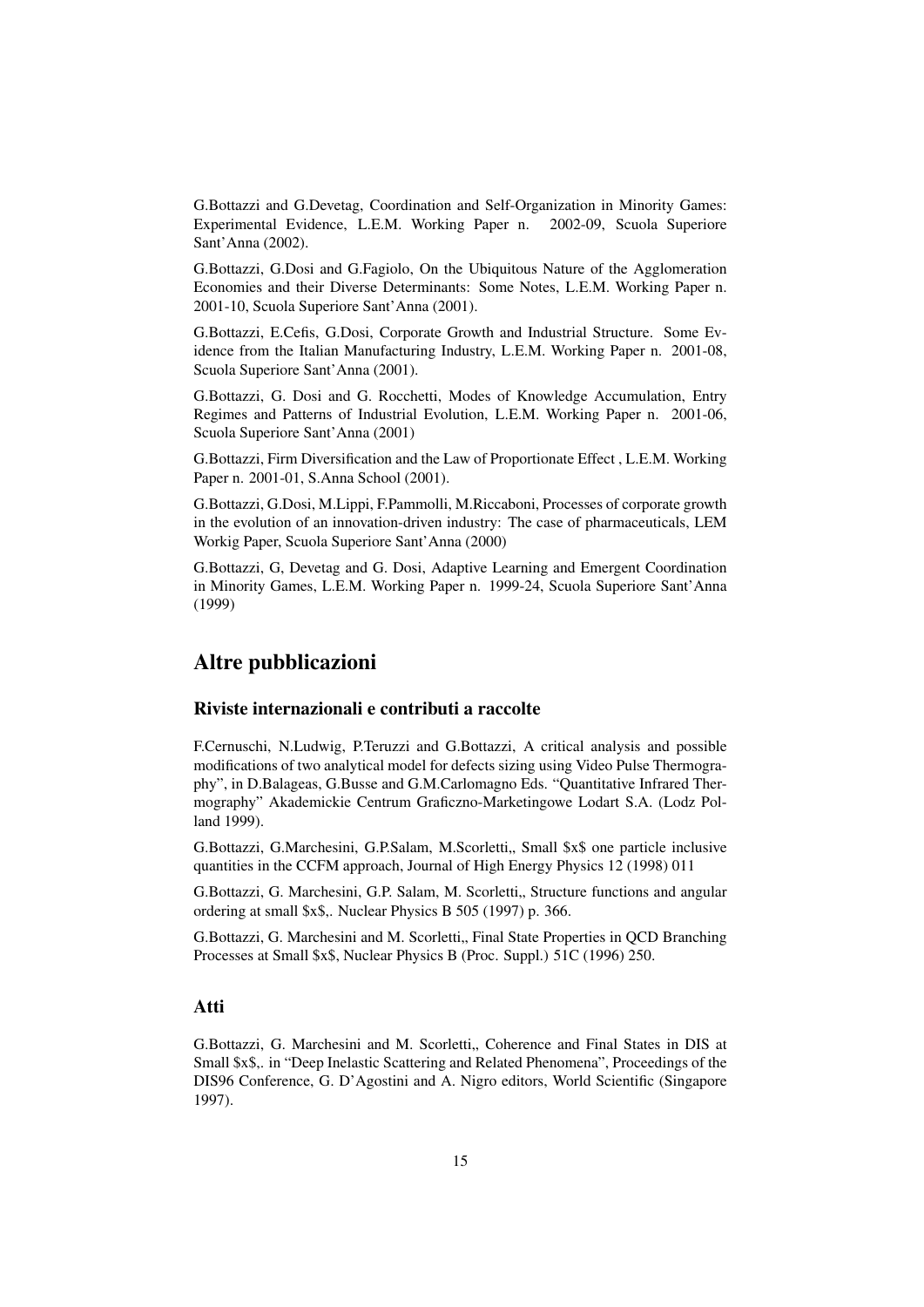G.Bottazzi and G.Devetag, Coordination and Self-Organization in Minority Games: Experimental Evidence, L.E.M. Working Paper n. 2002-09, Scuola Superiore Sant'Anna (2002).

G.Bottazzi, G.Dosi and G.Fagiolo, On the Ubiquitous Nature of the Agglomeration Economies and their Diverse Determinants: Some Notes, L.E.M. Working Paper n. 2001-10, Scuola Superiore Sant'Anna (2001).

G.Bottazzi, E.Cefis, G.Dosi, Corporate Growth and Industrial Structure. Some Evidence from the Italian Manufacturing Industry, L.E.M. Working Paper n. 2001-08, Scuola Superiore Sant'Anna (2001).

G.Bottazzi, G. Dosi and G. Rocchetti, Modes of Knowledge Accumulation, Entry Regimes and Patterns of Industrial Evolution, L.E.M. Working Paper n. 2001-06, Scuola Superiore Sant'Anna (2001)

G.Bottazzi, Firm Diversification and the Law of Proportionate Effect , L.E.M. Working Paper n. 2001-01, S.Anna School (2001).

G.Bottazzi, G.Dosi, M.Lippi, F.Pammolli, M.Riccaboni, Processes of corporate growth in the evolution of an innovation-driven industry: The case of pharmaceuticals, LEM Workig Paper, Scuola Superiore Sant'Anna (2000)

G.Bottazzi, G, Devetag and G. Dosi, Adaptive Learning and Emergent Coordination in Minority Games, L.E.M. Working Paper n. 1999-24, Scuola Superiore Sant'Anna (1999)

## Altre pubblicazioni

### Riviste internazionali e contributi a raccolte

F.Cernuschi, N.Ludwig, P.Teruzzi and G.Bottazzi, A critical analysis and possible modifications of two analytical model for defects sizing using Video Pulse Thermography", in D.Balageas, G.Busse and G.M.Carlomagno Eds. "Quantitative Infrared Thermography" Akademickie Centrum Graficzno-Marketingowe Lodart S.A. (Lodz Polland 1999).

G.Bottazzi, G.Marchesini, G.P.Salam, M.Scorletti,, Small $x$ one particle inclusive quantities in the CCFM approach, Journal of High Energy Physics 12 (1998) 011

G.Bottazzi, G. Marchesini, G.P. Salam, M. Scorletti,, Structure functions and angular ordering at small $x$,. Nuclear Physics B 505 (1997) p. 366.

G.Bottazzi, G. Marchesini and M. Scorletti,, Final State Properties in QCD Branching Processes at Small $x$, Nuclear Physics B (Proc. Suppl.) 51C (1996) 250.

### Atti

G.Bottazzi, G. Marchesini and M. Scorletti,, Coherence and Final States in DIS at Small $x$,. in "Deep Inelastic Scattering and Related Phenomena", Proceedings of the DIS96 Conference, G. D'Agostini and A. Nigro editors, World Scientific (Singapore 1997).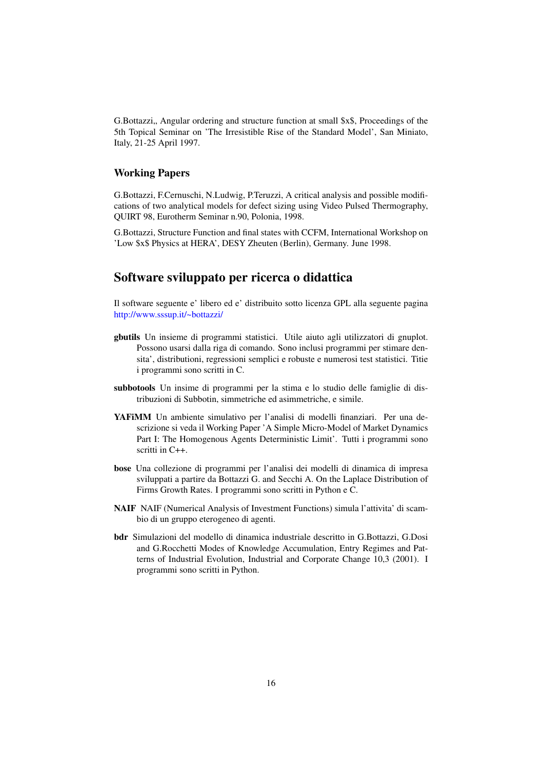G.Bottazzi,, Angular ordering and structure function at small \$x\$, Proceedings of the 5th Topical Seminar on 'The Irresistible Rise of the Standard Model', San Miniato, Italy, 21-25 April 1997.

### Working Papers

G.Bottazzi, F.Cernuschi, N.Ludwig, P.Teruzzi, A critical analysis and possible modifications of two analytical models for defect sizing using Video Pulsed Thermography, QUIRT 98, Eurotherm Seminar n.90, Polonia, 1998.

G.Bottazzi, Structure Function and final states with CCFM, International Workshop on 'Low \$x\$ Physics at HERA', DESY Zheuten (Berlin), Germany. June 1998.

## Software sviluppato per ricerca o didattica

Il software seguente e' libero ed e' distribuito sotto licenza GPL alla seguente pagina http://www.sssup.it/~bottazzi/

**gbutils** Un insieme di programmi statistici. Utile aiuto agli utilizzatori di gnuplot. Possono usarsi dalla riga di comando. Sono inclusi programmi per stimare densita', distribuzioni, regressioni semplici e robuste e numerosi test statistici. Titie i programmi sono scritti in C.

**subbotools** Un insime di programmi per la stima e lo studio delle famiglie di distribuzioni di Subbotin, simmetriche ed asimmetriche, e simile.

**YAFiMM** Un ambiente simulativo per l'analisi di modelli finanziari. Per una descrizione si veda il Working Paper 'A Simple Micro-Model of Market Dynamics Part I: The Homogenous Agents Deterministic Limit'. Tutti i programmi sono scritti in C++.

**bose** Una collezione di programmi per l'analisi dei modelli di dinamica di impresa sviluppati a partire da Bottazzi G. and Secchi A. On the Laplace Distribution of Firms Growth Rates. I programmi sono scritti in Python e C.

**NAIF** NAIF (Numerical Analysis of Investment Functions) simula l'attivita' di scambio di un gruppo eterogeneo di agenti.

**bdr** Simulazioni del modello di dinamica industriale descritto in G.Bottazzi, G.Dosi and G.Rocchetti Modes of Knowledge Accumulation, Entry Regimes and Patterns of Industrial Evolution, Industrial and Corporate Change 10,3 (2001). I programmi sono scritti in Python.